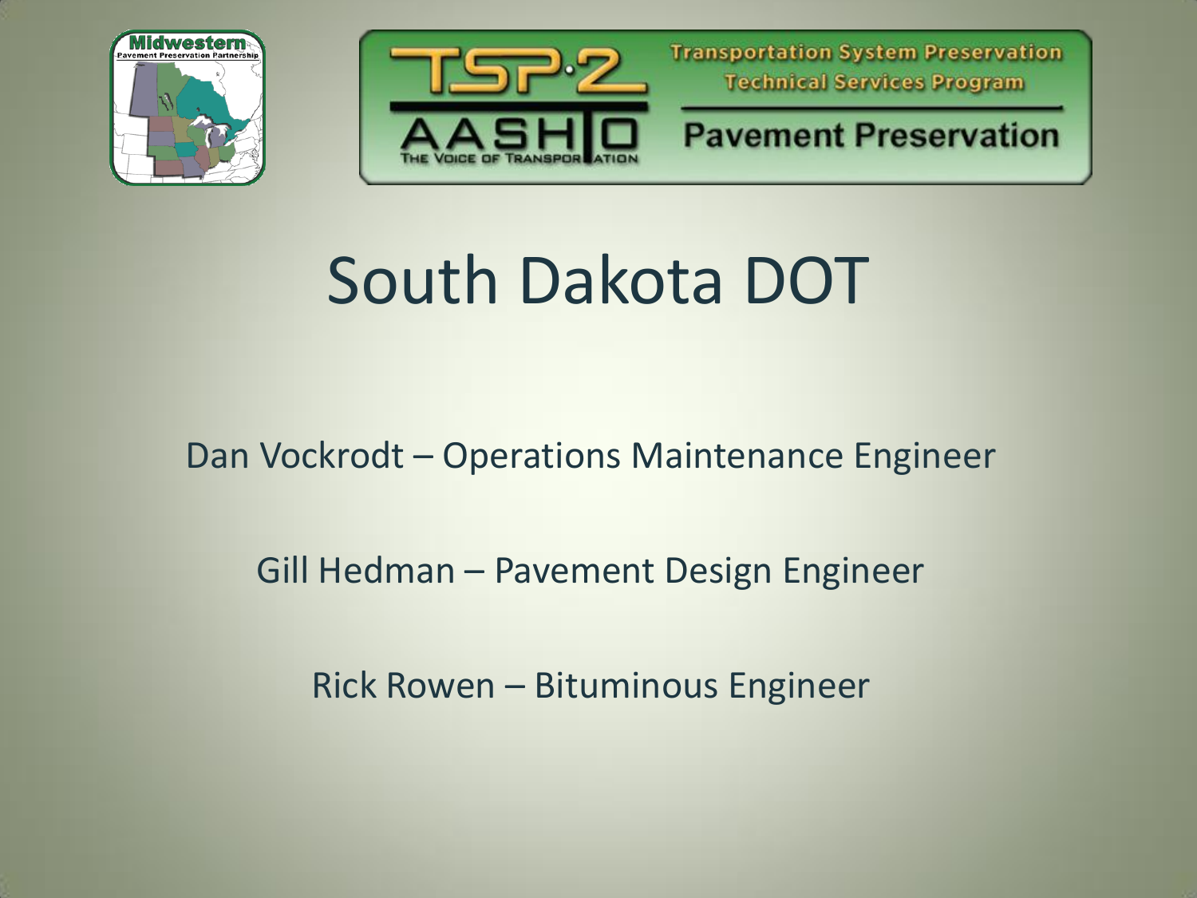Midwestern Pavement Preservation Partnership

TSP·2 AASHTO THE VOICE OF TRANSPORTATION

Transportation System Preservation Technical Services Program

Pavement Preservation

# South Dakota DOT

Dan Vockrodt – Operations Maintenance Engineer

Gill Hedman – Pavement Design Engineer

Rick Rowen – Bituminous Engineer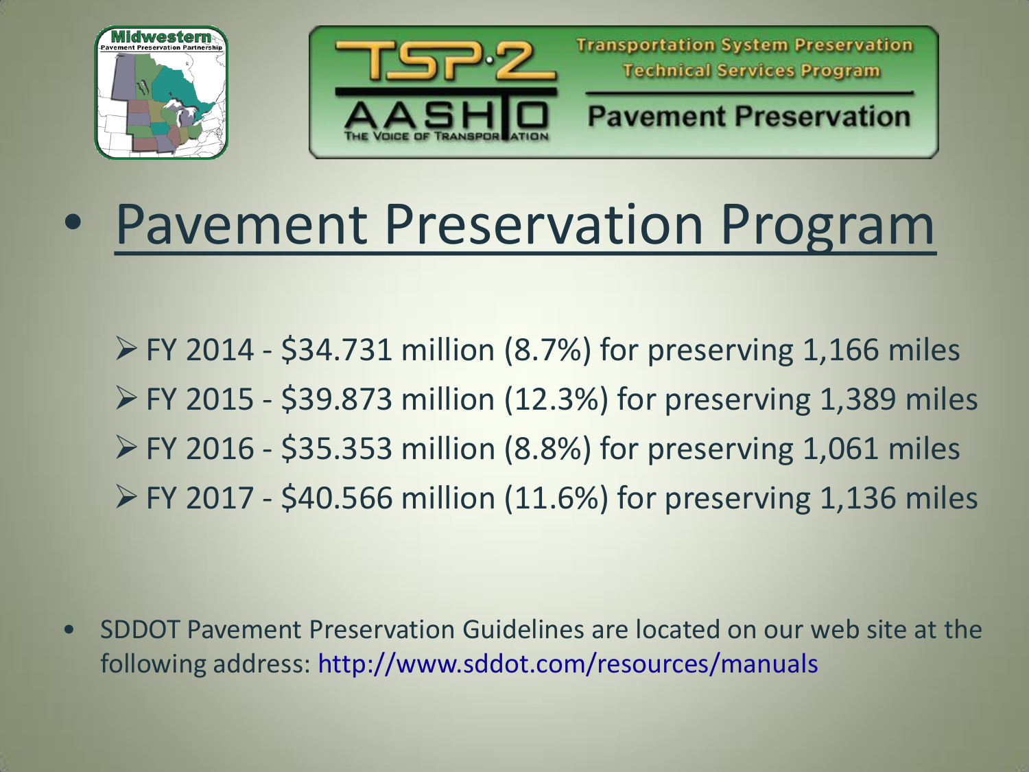Midwestern Pavement Preservation Partnership

TSP·2 AASHTO THE VOICE OF TRANSPORTATION

Transportation System Preservation Technical Services Program

Pavement Preservation

# Pavement Preservation Program

- FY 2014 - $34.731 million (8.7%) for preserving 1,166 miles
- FY 2015 - $39.873 million (12.3%) for preserving 1,389 miles
- FY 2016 - $35.353 million (8.8%) for preserving 1,061 miles
- FY 2017 - $40.566 million (11.6%) for preserving 1,136 miles

- SDDOT Pavement Preservation Guidelines are located on our web site at the following address: http://www.sddot.com/resources/manuals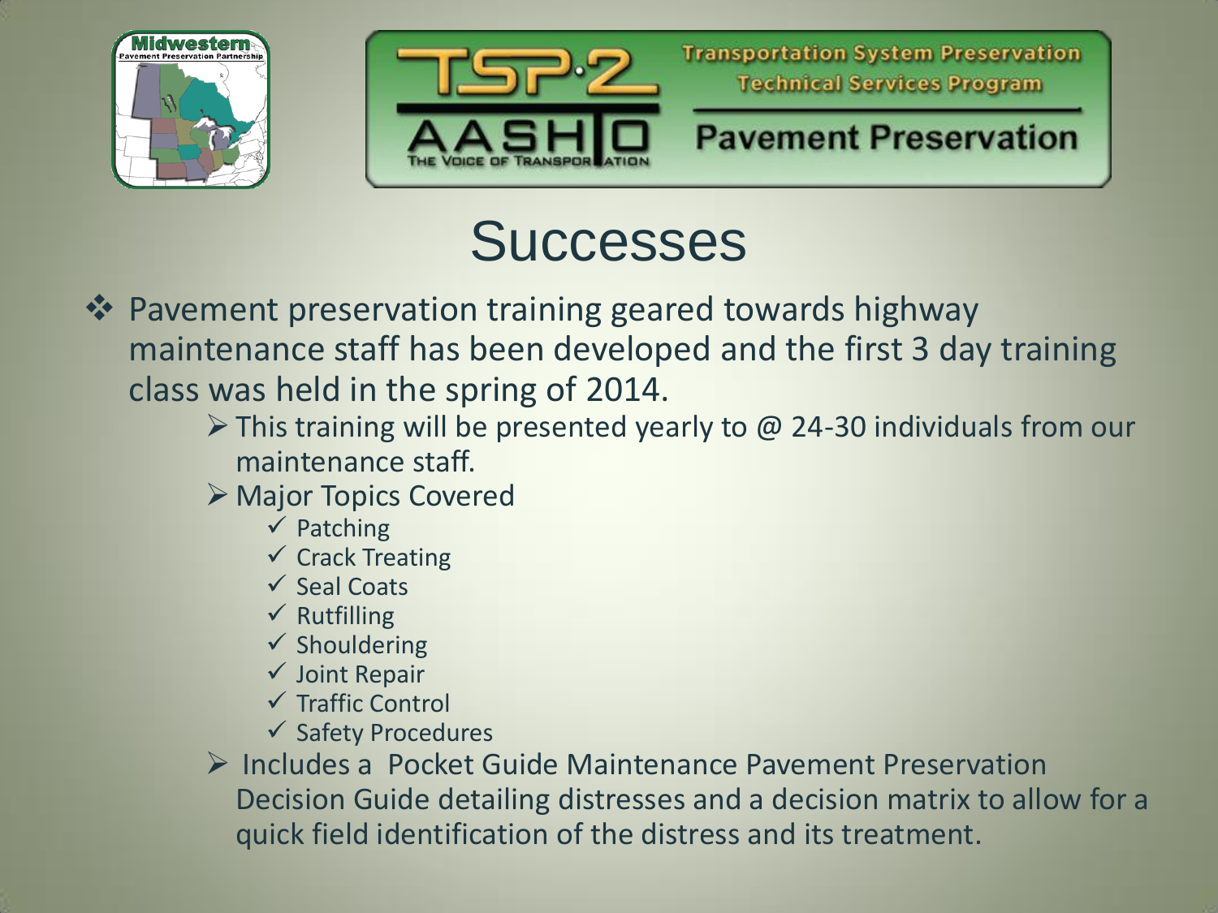# Successes

- Pavement preservation training geared towards highway maintenance staff has been developed and the first 3 day training class was held in the spring of 2014.
  - This training will be presented yearly to @ 24-30 individuals from our maintenance staff.
  - Major Topics Covered
    - ✓ Patching
    - ✓ Crack Treating
    - ✓ Seal Coats
    - ✓ Rutfilling
    - ✓ Shouldering
    - ✓ Joint Repair
    - ✓ Traffic Control
    - ✓ Safety Procedures
  - Includes a Pocket Guide Maintenance Pavement Preservation Decision Guide detailing distresses and a decision matrix to allow for a quick field identification of the distress and its treatment.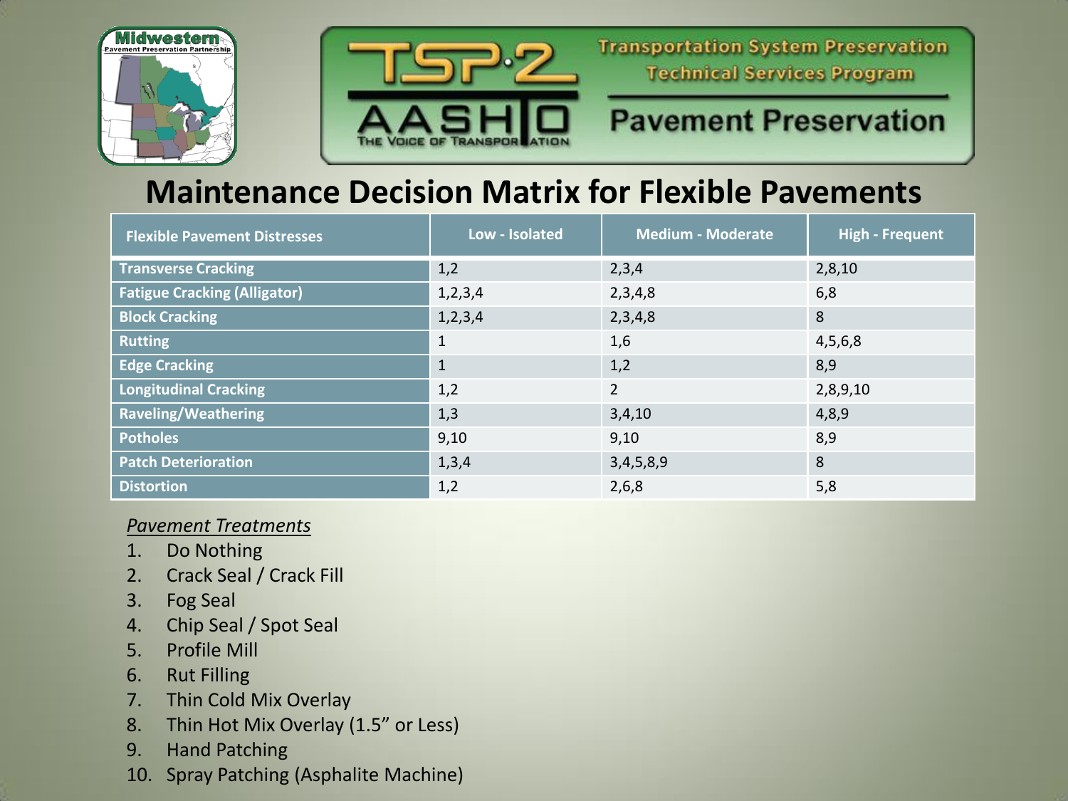Midwestern Pavement Preservation Partnership

TSP·2 AASHTO — THE VOICE OF TRANSPORTATION

Transportation System Preservation Technical Services Program

Pavement Preservation

# Maintenance Decision Matrix for Flexible Pavements

| Flexible Pavement Distresses | Low - Isolated | Medium - Moderate | High - Frequent |
|---|---|---|---|
| Transverse Cracking | 1,2 | 2,3,4 | 2,8,10 |
| Fatigue Cracking (Alligator) | 1,2,3,4 | 2,3,4,8 | 6,8 |
| Block Cracking | 1,2,3,4 | 2,3,4,8 | 8 |
| Rutting | 1 | 1,6 | 4,5,6,8 |
| Edge Cracking | 1 | 1,2 | 8,9 |
| Longitudinal Cracking | 1,2 | 2 | 2,8,9,10 |
| Raveling/Weathering | 1,3 | 3,4,10 | 4,8,9 |
| Potholes | 9,10 | 9,10 | 8,9 |
| Patch Deterioration | 1,3,4 | 3,4,5,8,9 | 8 |
| Distortion | 1,2 | 2,6,8 | 5,8 |

*Pavement Treatments*

1. Do Nothing
2. Crack Seal / Crack Fill
3. Fog Seal
4. Chip Seal / Spot Seal
5. Profile Mill
6. Rut Filling
7. Thin Cold Mix Overlay
8. Thin Hot Mix Overlay (1.5" or Less)
9. Hand Patching
10. Spray Patching (Asphalite Machine)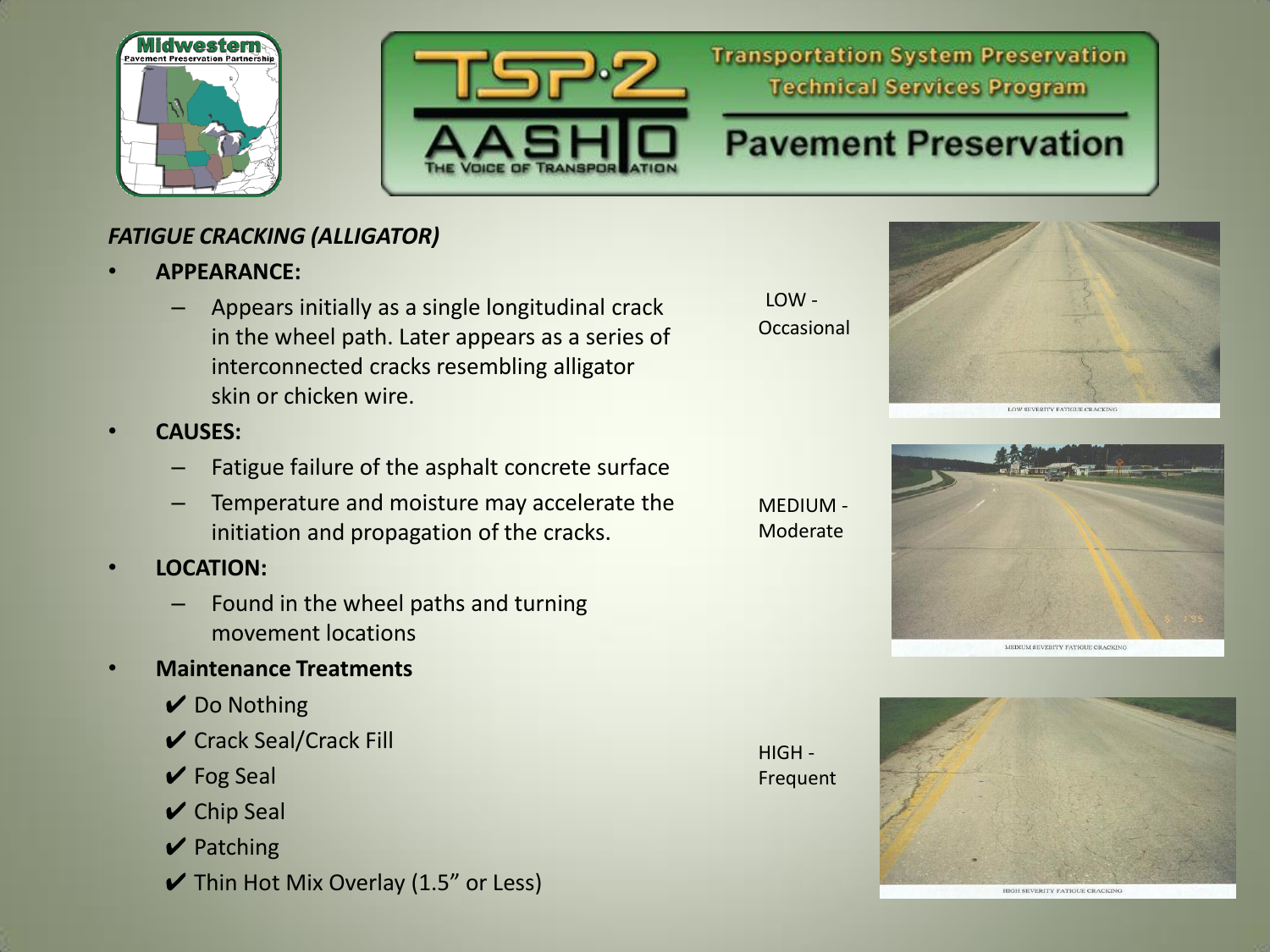Midwestern Pavement Preservation Partnership

TSP·2 AASHTO THE VOICE OF TRANSPORTATION

Transportation System Preservation Technical Services Program

Pavement Preservation

*FATIGUE CRACKING (ALLIGATOR)*

- **APPEARANCE:**
  - Appears initially as a single longitudinal crack in the wheel path. Later appears as a series of interconnected cracks resembling alligator skin or chicken wire.
- **CAUSES:**
  - Fatigue failure of the asphalt concrete surface
  - Temperature and moisture may accelerate the initiation and propagation of the cracks.
- **LOCATION:**
  - Found in the wheel paths and turning movement locations
- **Maintenance Treatments**
  - ✔ Do Nothing
  - ✔ Crack Seal/Crack Fill
  - ✔ Fog Seal
  - ✔ Chip Seal
  - ✔ Patching
  - ✔ Thin Hot Mix Overlay (1.5” or Less)

LOW - Occasional

LOW SEVERITY FATIGUE CRACKING

MEDIUM - Moderate

MEDIUM SEVERITY FATIGUE CRACKING

HIGH - Frequent

HIGH SEVERITY FATIGUE CRACKING